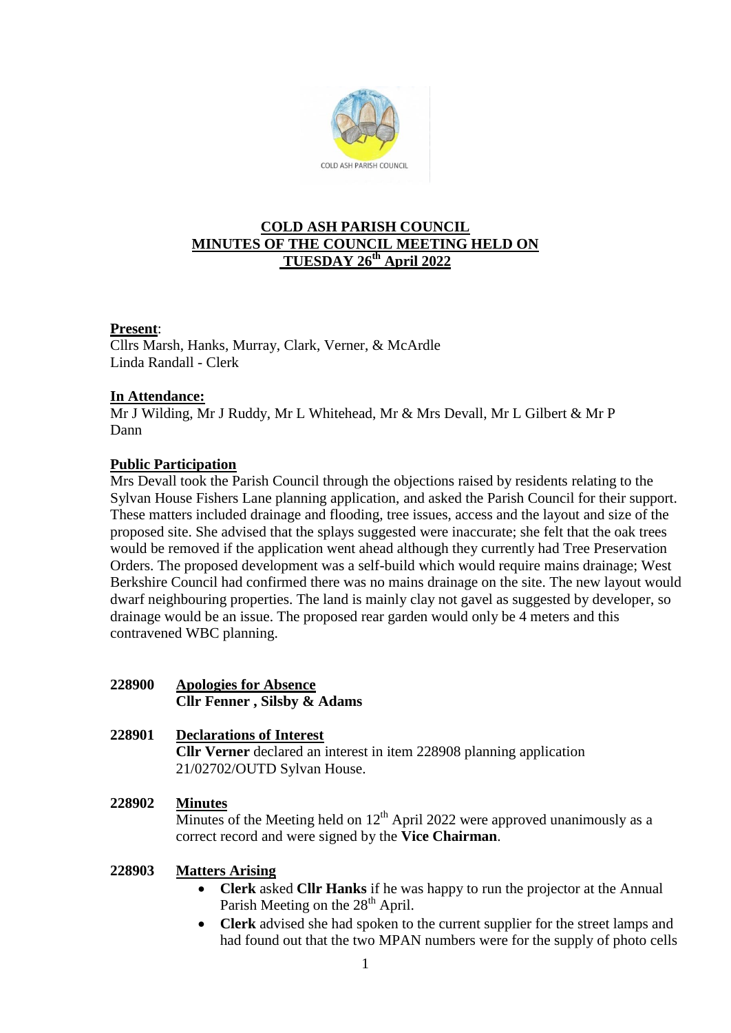# COLD ASH PARISH COUNCIL
## MINUTES OF THE COUNCIL MEETING HELD ON TUESDAY 26th April 2022

**Present**:
Cllrs Marsh, Hanks, Murray, Clark, Verner, & McArdle
Linda Randall - Clerk

**In Attendance:**
Mr J Wilding, Mr J Ruddy, Mr L Whitehead, Mr & Mrs Devall, Mr L Gilbert & Mr P Dann

**Public Participation**
Mrs Devall took the Parish Council through the objections raised by residents relating to the Sylvan House Fishers Lane planning application, and asked the Parish Council for their support. These matters included drainage and flooding, tree issues, access and the layout and size of the proposed site. She advised that the splays suggested were inaccurate; she felt that the oak trees would be removed if the application went ahead although they currently had Tree Preservation Orders. The proposed development was a self-build which would require mains drainage; West Berkshire Council had confirmed there was no mains drainage on the site. The new layout would dwarf neighbouring properties. The land is mainly clay not gavel as suggested by developer, so drainage would be an issue. The proposed rear garden would only be 4 meters and this contravened WBC planning.

**228900 Apologies for Absence**
**Cllr Fenner , Silsby & Adams**

**228901 Declarations of Interest**
**Cllr Verner** declared an interest in item 228908 planning application 21/02702/OUTD Sylvan House.

**228902 Minutes**
Minutes of the Meeting held on 12th April 2022 were approved unanimously as a correct record and were signed by the **Vice Chairman**.

**228903 Matters Arising**

- **Clerk** asked **Cllr Hanks** if he was happy to run the projector at the Annual Parish Meeting on the 28th April.
- **Clerk** advised she had spoken to the current supplier for the street lamps and had found out that the two MPAN numbers were for the supply of photo cells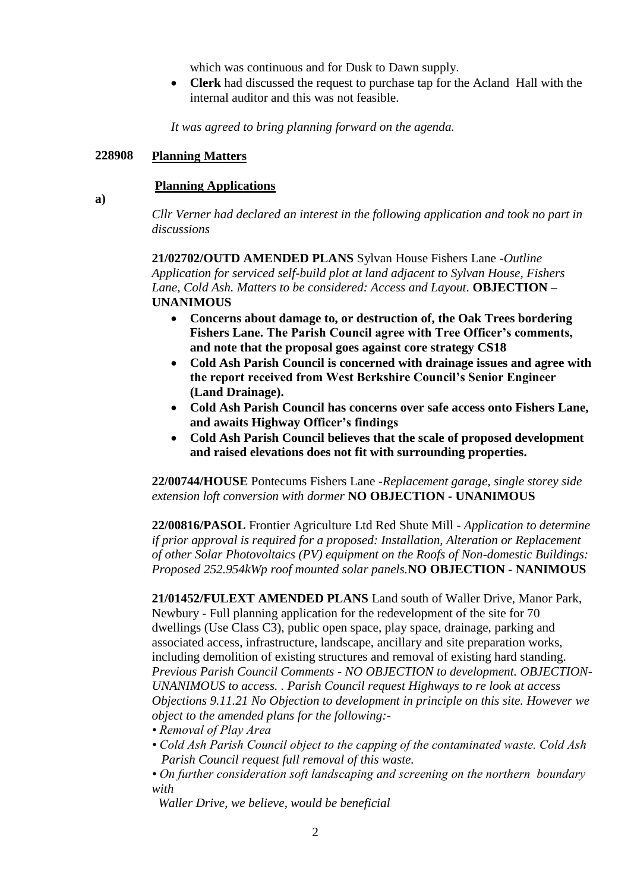which was continuous and for Dusk to Dawn supply.

- **Clerk** had discussed the request to purchase tap for the Acland Hall with the internal auditor and this was not feasible.

*It was agreed to bring planning forward on the agenda.*

## 228908 Planning Matters

### Planning Applications

**a)**

*Cllr Verner had declared an interest in the following application and took no part in discussions*

**21/02702/OUTD AMENDED PLANS** Sylvan House Fishers Lane -*Outline Application for serviced self-build plot at land adjacent to Sylvan House, Fishers Lane, Cold Ash. Matters to be considered: Access and Layout.* **OBJECTION – UNANIMOUS**

- **Concerns about damage to, or destruction of, the Oak Trees bordering Fishers Lane. The Parish Council agree with Tree Officer's comments, and note that the proposal goes against core strategy CS18**
- **Cold Ash Parish Council is concerned with drainage issues and agree with the report received from West Berkshire Council's Senior Engineer (Land Drainage).**
- **Cold Ash Parish Council has concerns over safe access onto Fishers Lane, and awaits Highway Officer's findings**
- **Cold Ash Parish Council believes that the scale of proposed development and raised elevations does not fit with surrounding properties.**

**22/00744/HOUSE** Pontecums Fishers Lane -*Replacement garage, single storey side extension loft conversion with dormer* **NO OBJECTION - UNANIMOUS**

**22/00816/PASOL** Frontier Agriculture Ltd Red Shute Mill - *Application to determine if prior approval is required for a proposed: Installation, Alteration or Replacement of other Solar Photovoltaics (PV) equipment on the Roofs of Non-domestic Buildings: Proposed 252.954kWp roof mounted solar panels.***NO OBJECTION - NANIMOUS**

**21/01452/FULEXT AMENDED PLANS** Land south of Waller Drive, Manor Park, Newbury - Full planning application for the redevelopment of the site for 70 dwellings (Use Class C3), public open space, play space, drainage, parking and associated access, infrastructure, landscape, ancillary and site preparation works, including demolition of existing structures and removal of existing hard standing. *Previous Parish Council Comments - NO OBJECTION to development. OBJECTION- UNANIMOUS to access. . Parish Council request Highways to re look at access Objections 9.11.21 No Objection to development in principle on this site. However we object to the amended plans for the following:-*

- *Removal of Play Area*
- *Cold Ash Parish Council object to the capping of the contaminated waste. Cold Ash Parish Council request full removal of this waste.*
- *On further consideration soft landscaping and screening on the northern boundary with Waller Drive, we believe, would be beneficial*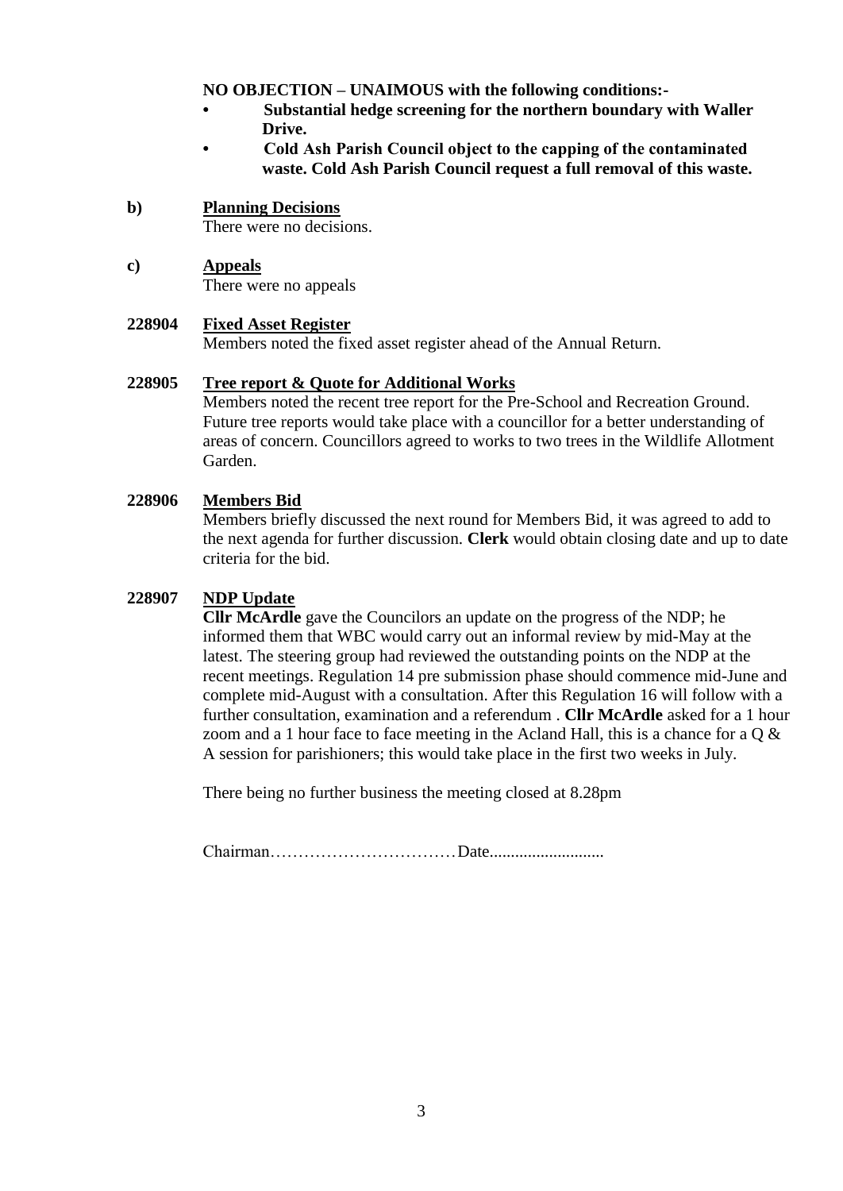**NO OBJECTION – UNAIMOUS with the following conditions:-**

- **Substantial hedge screening for the northern boundary with Waller Drive.**
- **Cold Ash Parish Council object to the capping of the contaminated waste. Cold Ash Parish Council request a full removal of this waste.**

**b) Planning Decisions**

There were no decisions.

**c) Appeals**

There were no appeals

**228904 Fixed Asset Register**

Members noted the fixed asset register ahead of the Annual Return.

**228905 Tree report & Quote for Additional Works**

Members noted the recent tree report for the Pre-School and Recreation Ground. Future tree reports would take place with a councillor for a better understanding of areas of concern. Councillors agreed to works to two trees in the Wildlife Allotment Garden.

**228906 Members Bid**

Members briefly discussed the next round for Members Bid, it was agreed to add to the next agenda for further discussion. **Clerk** would obtain closing date and up to date criteria for the bid.

**228907 NDP Update**

**Cllr McArdle** gave the Councilors an update on the progress of the NDP; he informed them that WBC would carry out an informal review by mid-May at the latest. The steering group had reviewed the outstanding points on the NDP at the recent meetings. Regulation 14 pre submission phase should commence mid-June and complete mid-August with a consultation. After this Regulation 16 will follow with a further consultation, examination and a referendum . **Cllr McArdle** asked for a 1 hour zoom and a 1 hour face to face meeting in the Acland Hall, this is a chance for a Q & A session for parishioners; this would take place in the first two weeks in July.

There being no further business the meeting closed at 8.28pm

Chairman……………………………Date...........................